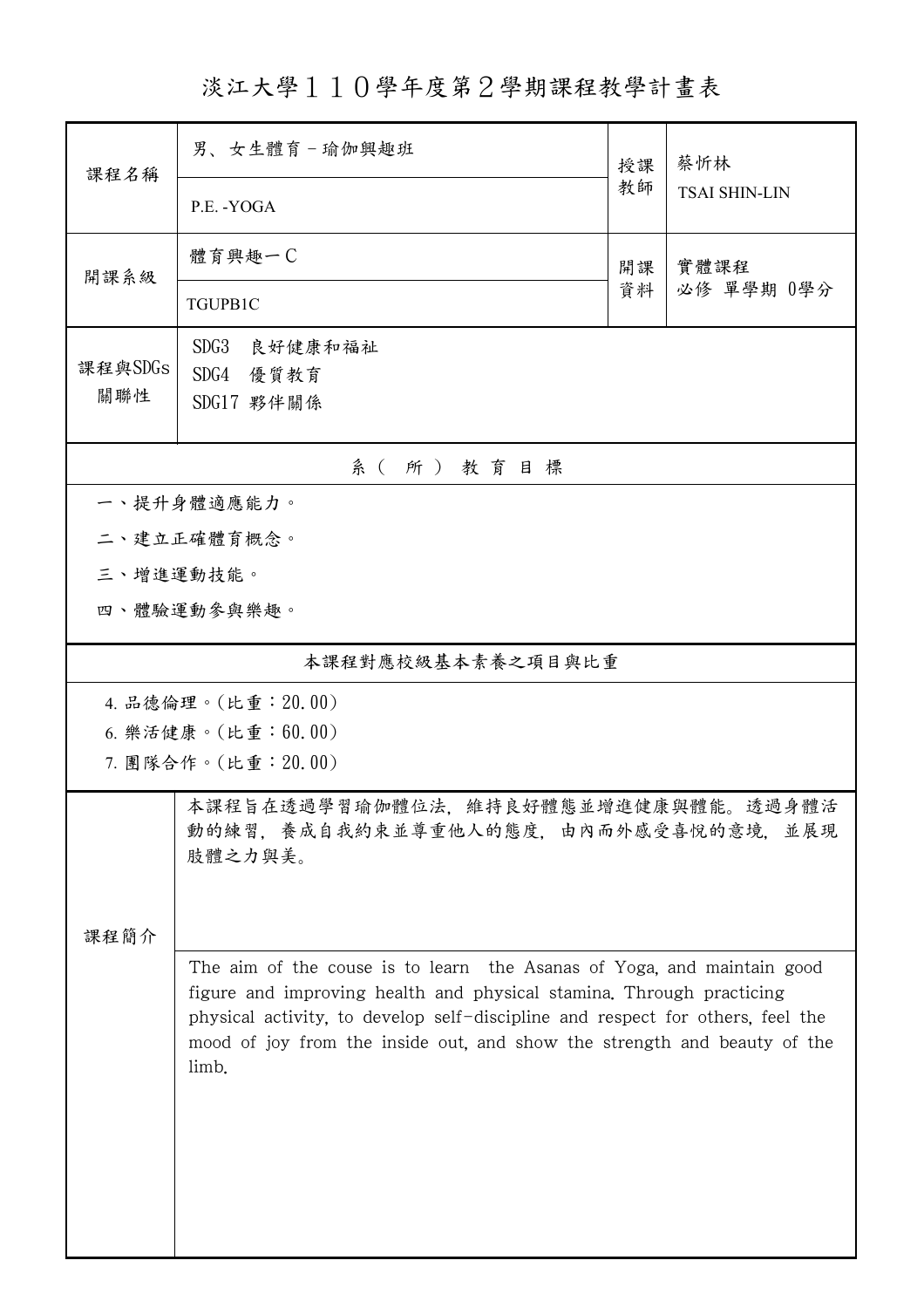# 淡江大學１１０學年度第２學期課程教學計畫表

| 課程名稱 | 男、女生體育－瑜伽興趣班 | 授課教師 | 蔡忻林 |
| --- | --- | --- | --- |
| | P.E. -YOGA | | TSAI SHIN-LIN |
| 開課系級 | 體育興趣一Ｃ | 開課資料 | 實體課程<br>必修 單學期 0學分 |
| | TGUPB1C | | |
| 課程與SDGs關聯性 | SDG3 良好健康和福祉<br>SDG4 優質教育<br>SDG17 夥伴關係 | | |

## 系（所）教育目標

一、提升身體適應能力。

二、建立正確體育概念。

三、增進運動技能。

四、體驗運動參與樂趣。

## 本課程對應校級基本素養之項目與比重

4. 品德倫理。(比重：20.00)
6. 樂活健康。(比重：60.00)
7. 團隊合作。(比重：20.00)

## 課程簡介

本課程旨在透過學習瑜伽體位法，維持良好體態並增進健康與體能。透過身體活動的練習，養成自我約束並尊重他人的態度，由內而外感受喜悅的意境，並展現肢體之力與美。

The aim of the couse is to learn the Asanas of Yoga, and maintain good figure and improving health and physical stamina. Through practicing physical activity, to develop self-discipline and respect for others, feel the mood of joy from the inside out, and show the strength and beauty of the limb.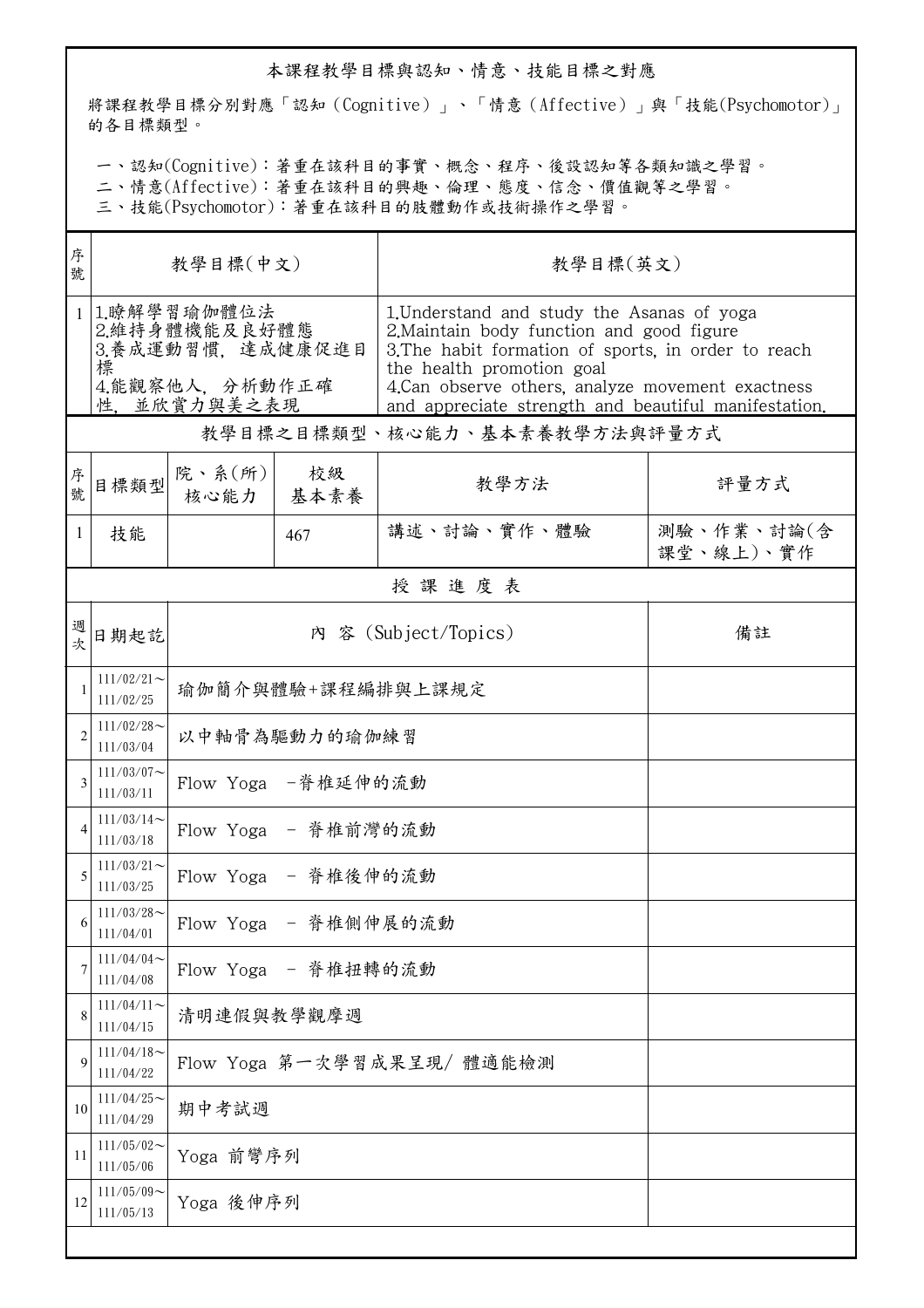## 本課程教學目標與認知、情意、技能目標之對應

將課程教學目標分別對應「認知（Cognitive）」、「情意（Affective）」與「技能(Psychomotor)」的各目標類型。

一、認知(Cognitive)：著重在該科目的事實、概念、程序、後設認知等各類知識之學習。
二、情意(Affective)：著重在該科目的興趣、倫理、態度、信念、價值觀等之學習。
三、技能(Psychomotor)：著重在該科目的肢體動作或技術操作之學習。

| 序號 | 教學目標(中文) | 教學目標(英文) |
|---|---|---|
| 1 | 1.瞭解學習瑜伽體位法<br>2.維持身體機能及良好體態<br>3.養成運動習慣，達成健康促進目標<br>4.能觀察他人，分析動作正確性，並欣賞力與美之表現 | 1.Understand and study the Asanas of yoga<br>2.Maintain body function and good figure<br>3.The habit formation of sports, in order to reach the health promotion goal<br>4.Can observe others, analyze movement exactness and appreciate strength and beautiful manifestation. |

## 教學目標之目標類型、核心能力、基本素養教學方法與評量方式

| 序號 | 目標類型 | 院、系(所)核心能力 | 校級基本素養 | 教學方法 | 評量方式 |
|---|---|---|---|---|---|
| 1 | 技能 |  | 467 | 講述、討論、實作、體驗 | 測驗、作業、討論(含課堂、線上)、實作 |

## 授課進度表

| 週次 | 日期起訖 | 內 容 (Subject/Topics) | 備註 |
|---|---|---|---|
| 1 | 111/02/21～111/02/25 | 瑜伽簡介與體驗+課程編排與上課規定 |  |
| 2 | 111/02/28～111/03/04 | 以中軸骨為驅動力的瑜伽練習 |  |
| 3 | 111/03/07～111/03/11 | Flow Yoga -脊椎延伸的流動 |  |
| 4 | 111/03/14～111/03/18 | Flow Yoga - 脊椎前彎的流動 |  |
| 5 | 111/03/21～111/03/25 | Flow Yoga - 脊椎後伸的流動 |  |
| 6 | 111/03/28～111/04/01 | Flow Yoga - 脊椎側伸展的流動 |  |
| 7 | 111/04/04～111/04/08 | Flow Yoga - 脊椎扭轉的流動 |  |
| 8 | 111/04/11～111/04/15 | 清明連假與教學觀摩週 |  |
| 9 | 111/04/18～111/04/22 | Flow Yoga 第一次學習成果呈現/ 體適能檢測 |  |
| 10 | 111/04/25～111/04/29 | 期中考試週 |  |
| 11 | 111/05/02～111/05/06 | Yoga 前彎序列 |  |
| 12 | 111/05/09～111/05/13 | Yoga 後伸序列 |  |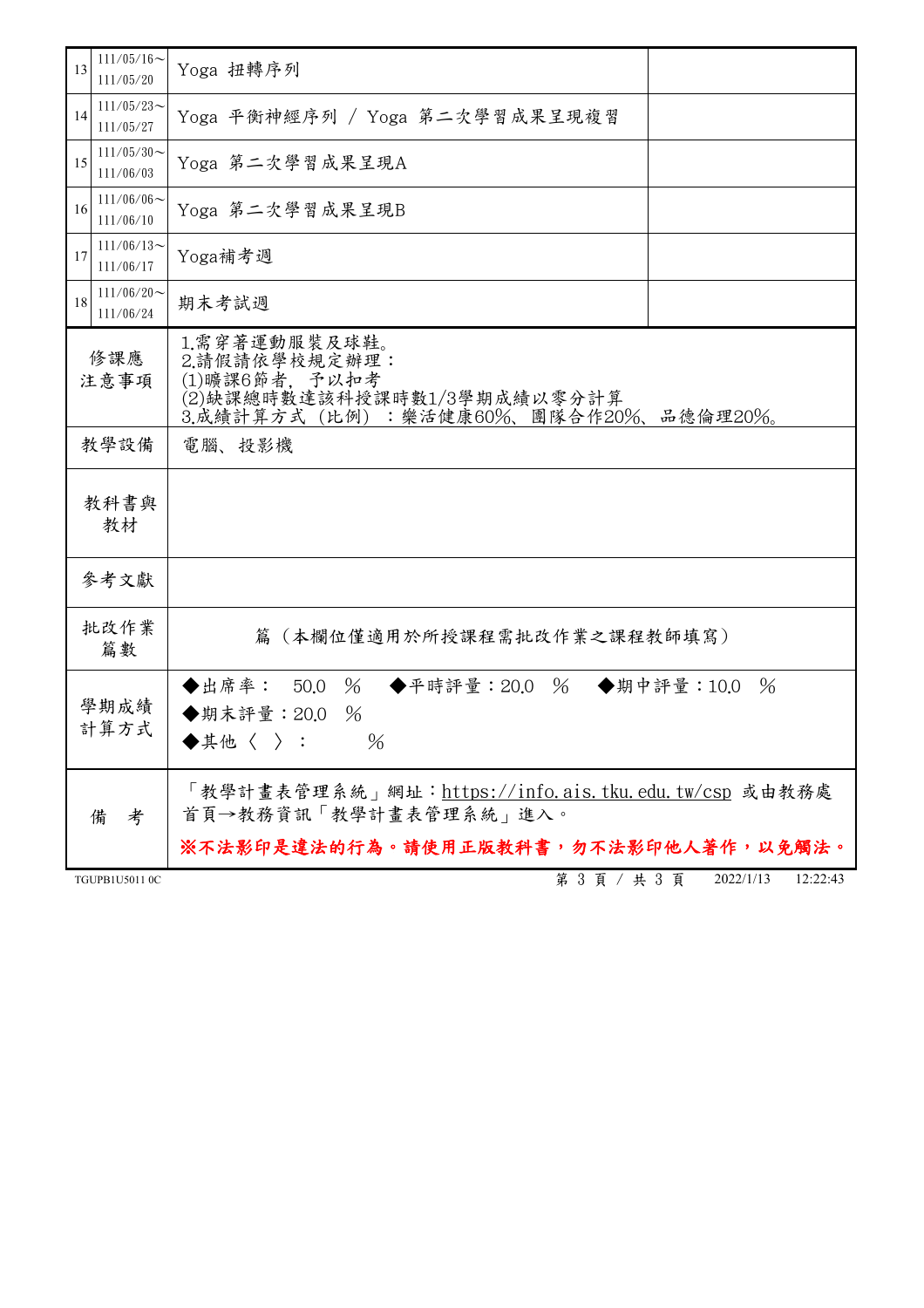| | | | |
|---|---|---|---|
| 13 | 111/05/16～<br>111/05/20 | Yoga 扭轉序列 | |
| 14 | 111/05/23～<br>111/05/27 | Yoga 平衡神經序列 / Yoga 第二次學習成果呈現複習 | |
| 15 | 111/05/30～<br>111/06/03 | Yoga 第二次學習成果呈現A | |
| 16 | 111/06/06～<br>111/06/10 | Yoga 第二次學習成果呈現B | |
| 17 | 111/06/13～<br>111/06/17 | Yoga補考週 | |
| 18 | 111/06/20～<br>111/06/24 | 期末考試週 | |

| | |
|---|---|
| 修課應注意事項 | 1.需穿著運動服裝及球鞋。<br>2.請假請依學校規定辦理：<br>(1)曠課6節者，予以扣考<br>(2)缺課總時數達該科授課時數1/3學期成績以零分計算<br>3.成績計算方式（比例）：樂活健康60%、團隊合作20%、品德倫理20%。 |
| 教學設備 | 電腦、投影機 |
| 教科書與教材 | |
| 參考文獻 | |
| 批改作業篇數 | 篇（本欄位僅適用於所授課程需批改作業之課程教師填寫） |
| 學期成績計算方式 | ◆出席率： 50.0 %　◆平時評量：20.0 %　◆期中評量：10.0 %<br>◆期末評量：20.0 %<br>◆其他〈 〉： % |
| 備　考 | 「教學計畫表管理系統」網址：https://info.ais.tku.edu.tw/csp 或由教務處首頁→教務資訊「教學計畫表管理系統」進入。<br>**※不法影印是違法的行為。請使用正版教科書，勿不法影印他人著作，以免觸法。** |

TGUPB1U5011 0C　2022/1/13　12:22:43